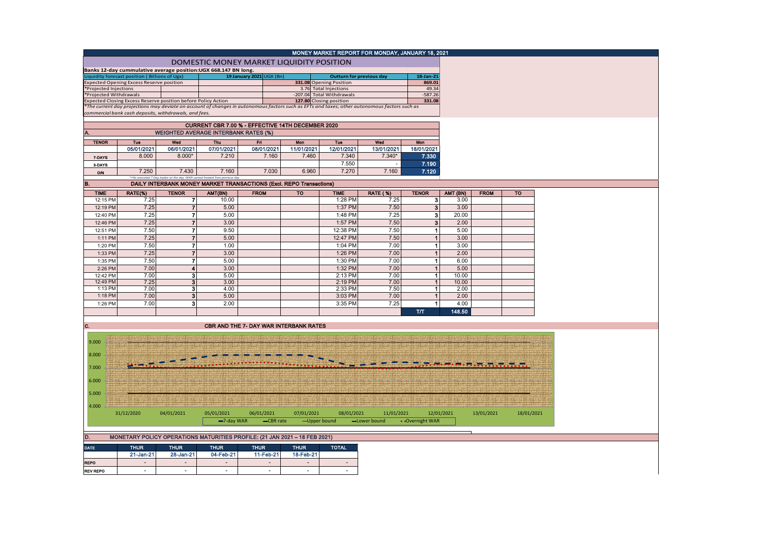# MONEY MARKET REPORT FOR MONDAY, JANUARY 18, 2021

## DOMESTIC MONEY MARKET LIQUIDITY POSITION

**Banks 12-day cummulative average position:UGX 668.147 BN long.**

| Liquidity forecast position ( Billions of Ugx) | | | 19 January 2021 UGX (Bn) | Outturn for previous day | 18-Jan-21 |
|---|---|---|---|---|---|
| Expected Opening Excess Reserve position | | | 331.08 | Opening Position | 869.01 |
| *Projected Injections | | | 3.76 | Total Injections | 49.34 |
| *Projected Withdrawals | | | -207.04 | Total Withdrawals | -587.26 |
| Expected Closing Excess Reserve position before Policy Action | | | 127.80 | Closing position | 331.08 |

*The current day projections may deviate on account of changes in autonomous factors such as EFTs and taxes; other autonomous factors such as commercial bank cash deposits, withdrawals, and fees.*

### CURRENT CBR 7.00 % - EFFECTIVE 14TH DECEMBER 2020

### A. WEIGHTED AVERAGE INTERBANK RATES (%)

| TENOR | Tue | Wed | Thu | Fri | Mon | Tue | Wed | Mon |
|---|---|---|---|---|---|---|---|---|
| | 05/01/2021 | 06/01/2021 | 07/01/2021 | 08/01/2021 | 11/01/2021 | 12/01/2021 | 13/01/2021 | 18/01/2021 |
| 7-DAYS | 8.000 | 8.000* | 7.210 | 7.160 | 7.460 | 7.340 | 7.340* | 7.330 |
| 3-DAYS | | | | | | 7.550 | - | 7.190 |
| O/N | 7.250 | 7.430 | 7.160 | 7.030 | 6.960 | 7.270 | 7.160 | 7.120 |

*=No executed 7-Day trades on the day. WAR carried forward from previous day.

### B. DAILY INTERBANK MONEY MARKET TRANSACTIONS (Excl. REPO Transactions)

| TIME | RATE(%) | TENOR | AMT(BN) | FROM | TO | TIME | RATE (%) | TENOR | AMT (BN) | FROM | TO |
|---|---|---|---|---|---|---|---|---|---|---|---|
| 12:15 PM | 7.25 | 7 | 10.00 | | | 1:28 PM | 7.25 | 3 | 3.00 | | |
| 12:19 PM | 7.25 | 7 | 5.00 | | | 1:37 PM | 7.50 | 3 | 3.00 | | |
| 12:40 PM | 7.25 | 7 | 5.00 | | | 1:48 PM | 7.25 | 3 | 20.00 | | |
| 12:46 PM | 7.25 | 7 | 3.00 | | | 1:57 PM | 7.50 | 3 | 2.00 | | |
| 12:51 PM | 7.50 | 7 | 9.50 | | | 12:38 PM | 7.50 | 1 | 5.00 | | |
| 1:11 PM | 7.25 | 7 | 5.00 | | | 12:47 PM | 7.50 | 1 | 3.00 | | |
| 1:20 PM | 7.50 | 7 | 1.00 | | | 1:04 PM | 7.00 | 1 | 3.00 | | |
| 1:33 PM | 7.25 | 7 | 3.00 | | | 1:26 PM | 7.00 | 1 | 2.00 | | |
| 1:35 PM | 7.50 | 7 | 5.00 | | | 1:30 PM | 7.00 | 1 | 6.00 | | |
| 2:26 PM | 7.00 | 4 | 3.00 | | | 1:32 PM | 7.00 | 1 | 5.00 | | |
| 12:42 PM | 7.00 | 3 | 5.00 | | | 2:13 PM | 7.00 | 1 | 10.00 | | |
| 12:49 PM | 7.25 | 3 | 3.00 | | | 2:19 PM | 7.00 | 1 | 10.00 | | |
| 1:13 PM | 7.00 | 3 | 4.00 | | | 2:33 PM | 7.50 | 1 | 2.00 | | |
| 1:18 PM | 7.00 | 3 | 5.00 | | | 3:03 PM | 7.00 | 1 | 2.00 | | |
| 1:26 PM | 7.00 | 3 | 2.00 | | | 3:35 PM | 7.25 | 1 | 4.00 | | |
| | | | | | | | | T/T | 148.50 | | |

### C. CBR AND THE 7- DAY WAR INTERBANK RATES

Legend: 7-day WAR, CBR rate, Upper bound, Lower bound, Overnight WAR

### D. MONETARY POLICY OPERATIONS MATURITIES PROFILE: (21 JAN 2021 – 18 FEB 2021)

| DATE | THUR | THUR | THUR | THUR | THUR | TOTAL |
|---|---|---|---|---|---|---|
| | 21-Jan-21 | 28-Jan-21 | 04-Feb-21 | 11-Feb-21 | 18-Feb-21 | |
| REPO | - | - | - | - | - | - |
| REV REPO | - | - | - | - | - | - |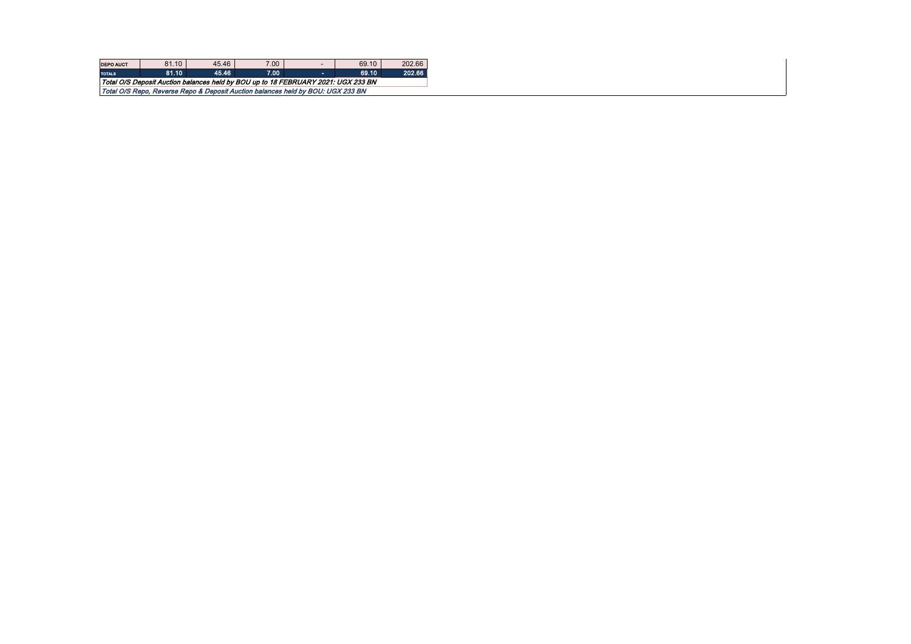| | | | | | | |
|---|---|---|---|---|---|---|
| DEPO AUCT | 81.10 | 45.46 | 7.00 | - | 69.10 | 202.66 |
| **TOTALS** | **81.10** | **45.46** | **7.00** | **-** | **69.10** | **202.66** |

*Total O/S Deposit Auction balances held by BOU up to 18 FEBRUARY 2021: UGX 233 BN*

*Total O/S Repo, Reverse Repo & Deposit Auction balances held by BOU: UGX 233 BN*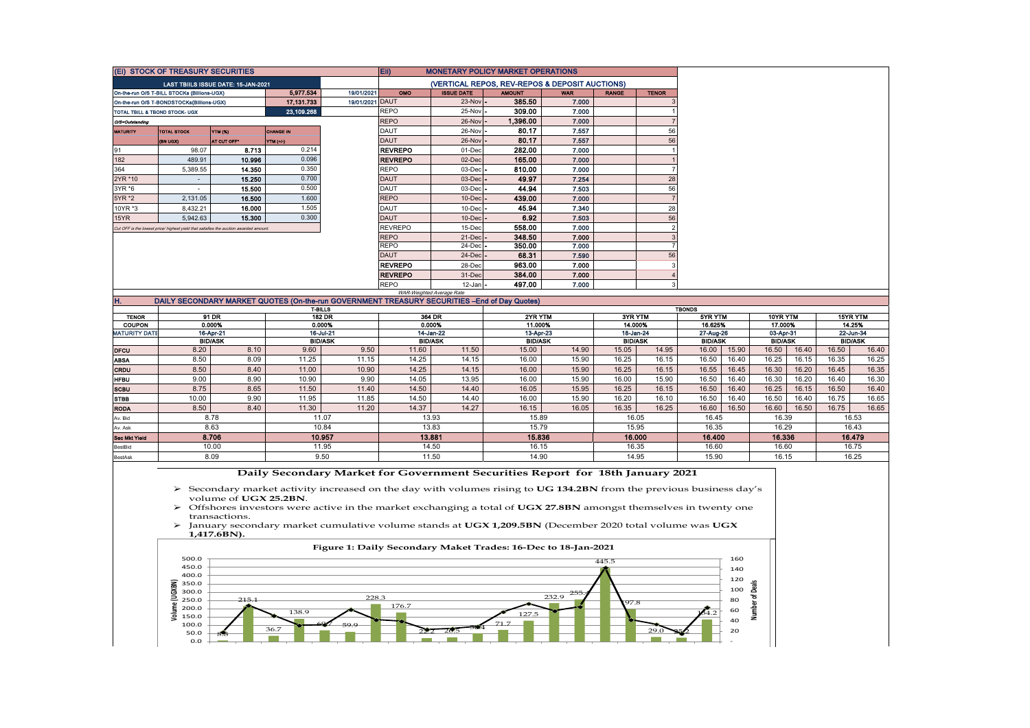## (Ei) STOCK OF TREASURY SECURITIES

| LAST TBIILS ISSUE DATE: 15-JAN-2021 | | | | |
|---|---|---|---|---|
| On-the-run O/S T-BILL STOCKs (Billions-UGX) | | | 5,977.534 | 19/01/2021 |
| On-the-run O/S T-BONDSTOCKs(Billions-UGX) | | | 17,131.733 | 19/01/2021 |
| TOTAL TBILL & TBOND STOCK- UGX | | | 23,109.268 | |
| O/S=Outstanding | | | | |

| MATURITY | TOTAL STOCK (BN UGX) | YTM (%) AT CUT OFF* | CHANGE IN YTM (+/-) |
|---|---|---|---|
| 91 | 98.07 | 8.713 | 0.214 |
| 182 | 489.91 | 10.996 | 0.096 |
| 364 | 5,389.55 | 14.350 | 0.350 |
| 2YR *10 | - | 15.250 | 0.700 |
| 3YR *6 | - | 15.500 | 0.500 |
| 5YR *2 | 2,131.05 | 16.500 | 1.600 |
| 10YR *3 | 8,432.21 | 16.000 | 1.505 |
| 15YR | 5,942.63 | 15.300 | 0.300 |

Cut OFF is the lowest price/ highest yield that satisfies the auction awarded amount.

## Eii) MONETARY POLICY MARKET OPERATIONS

### (VERTICAL REPOS, REV-REPOS & DEPOSIT AUCTIONS)

| OMO | ISSUE DATE | AMOUNT | WAR | RANGE | TENOR |
|---|---|---|---|---|---|
| DAUT | 23-Nov | 385.50 | 7.000 | | 3 |
| REPO | 25-Nov | 309.00 | 7.000 | | 1 |
| REPO | 26-Nov | 1,396.00 | 7.000 | | 7 |
| DAUT | 26-Nov | 80.17 | 7.557 | | 56 |
| DAUT | 26-Nov | 80.17 | 7.557 | | 56 |
| REVREPO | 01-Dec | 282.00 | 7.000 | | 1 |
| REVREPO | 02-Dec | 165.00 | 7.000 | | 1 |
| REPO | 03-Dec | 810.00 | 7.000 | | 7 |
| DAUT | 03-Dec | 49.97 | 7.254 | | 28 |
| DAUT | 03-Dec | 44.94 | 7.503 | | 56 |
| REPO | 10-Dec | 439.00 | 7.000 | | 7 |
| DAUT | 10-Dec | 45.94 | 7.340 | | 28 |
| DAUT | 10-Dec | 6.92 | 7.503 | | 56 |
| REVREPO | 15-Dec | 558.00 | 7.000 | | 2 |
| REPO | 21-Dec | 348.50 | 7.000 | | 3 |
| REPO | 24-Dec | 350.00 | 7.000 | | 7 |
| DAUT | 24-Dec | 68.31 | 7.590 | | 56 |
| REVREPO | 28-Dec | 963.00 | 7.000 | | 3 |
| REVREPO | 31-Dec | 384.00 | 7.000 | | 4 |
| REPO | 12-Jan | 497.00 | 7.000 | | 3 |

WAR-Weighted Average Rate

## H. DAILY SECONDARY MARKET QUOTES (On-the-run GOVERNMENT TREASURY SECURITIES –End of Day Quotes)

| | T-BILLS | | | | | | TBONDS | | | | | | | | | | | |
|---|---|---|---|---|---|---|---|---|---|---|---|---|---|---|---|---|---|---|
| TENOR | 91 DR | | 182 DR | | 364 DR | | 2YR YTM | | 3YR YTM | | 5YR YTM | | 10YR YTM | | 15YR YTM | |
| COUPON | 0.000% | | 0.000% | | 0.000% | | 11.000% | | 14.000% | | 16.625% | | 17.000% | | 14.25% | |
| MATURITY DATE | 16-Apr-21 | | 16-Jul-21 | | 14-Jan-22 | | 13-Apr-23 | | 18-Jan-24 | | 27-Aug-26 | | 03-Apr-31 | | 22-Jun-34 | |
| | BID/ASK | | BID/ASK | | BID/ASK | | BID/ASK | | BID/ASK | | BID/ASK | | BID/ASK | | BID/ASK | |
| DFCU | 8.20 | 8.10 | 9.60 | 9.50 | 11.60 | 11.50 | 15.00 | 14.90 | 15.05 | 14.95 | 16.00 | 15.90 | 16.50 | 16.40 | 16.50 | 16.40 |
| ABSA | 8.50 | 8.09 | 11.25 | 11.15 | 14.25 | 14.15 | 16.00 | 15.90 | 16.25 | 16.15 | 16.50 | 16.40 | 16.25 | 16.15 | 16.35 | 16.25 |
| CRDU | 8.50 | 8.40 | 11.00 | 10.90 | 14.25 | 14.15 | 16.00 | 15.90 | 16.25 | 16.15 | 16.55 | 16.45 | 16.30 | 16.20 | 16.45 | 16.35 |
| HFBU | 9.00 | 8.90 | 10.90 | 9.90 | 14.05 | 13.95 | 16.00 | 15.90 | 16.00 | 15.90 | 16.50 | 16.40 | 16.30 | 16.20 | 16.40 | 16.30 |
| SCBU | 8.75 | 8.65 | 11.50 | 11.40 | 14.50 | 14.40 | 16.05 | 15.95 | 16.25 | 16.15 | 16.50 | 16.40 | 16.25 | 16.15 | 16.50 | 16.40 |
| STBB | 10.00 | 9.90 | 11.95 | 11.85 | 14.50 | 14.40 | 16.00 | 15.90 | 16.20 | 16.10 | 16.50 | 16.40 | 16.50 | 16.40 | 16.75 | 16.65 |
| RODA | 8.50 | 8.40 | 11.30 | 11.20 | 14.37 | 14.27 | 16.15 | 16.05 | 16.35 | 16.25 | 16.60 | 16.50 | 16.60 | 16.50 | 16.75 | 16.65 |
| Av. Bid | 8.78 | | 11.07 | | 13.93 | | 15.89 | | 16.05 | | 16.45 | | 16.39 | | 16.53 | |
| Av. Ask | 8.63 | | 10.84 | | 13.83 | | 15.79 | | 15.95 | | 16.35 | | 16.29 | | 16.43 | |
| Sec Mkt Yield | 8.706 | | 10.957 | | 13.881 | | 15.836 | | 16.000 | | 16.400 | | 16.336 | | 16.479 | |
| BestBid | 10.00 | | 11.95 | | 14.50 | | 16.15 | | 16.35 | | 16.60 | | 16.60 | | 16.75 | |
| BestAsk | 8.09 | | 9.50 | | 11.50 | | 14.90 | | 14.95 | | 15.90 | | 16.15 | | 16.25 | |

### Daily Secondary Market for Government Securities Report for 18th January 2021

- Secondary market activity increased on the day with volumes rising to **UG 134.2BN** from the previous business day's volume of **UGX 25.2BN**.
- Offshores investors were active in the market exchanging a total of **UGX 27.8BN** amongst themselves in twenty one transactions.
- January secondary market cumulative volume stands at **UGX 1,209.5BN** (December 2020 total volume was **UGX 1,417.6BN**).

**Figure 1: Daily Secondary Maket Trades: 16-Dec to 18-Jan-2021**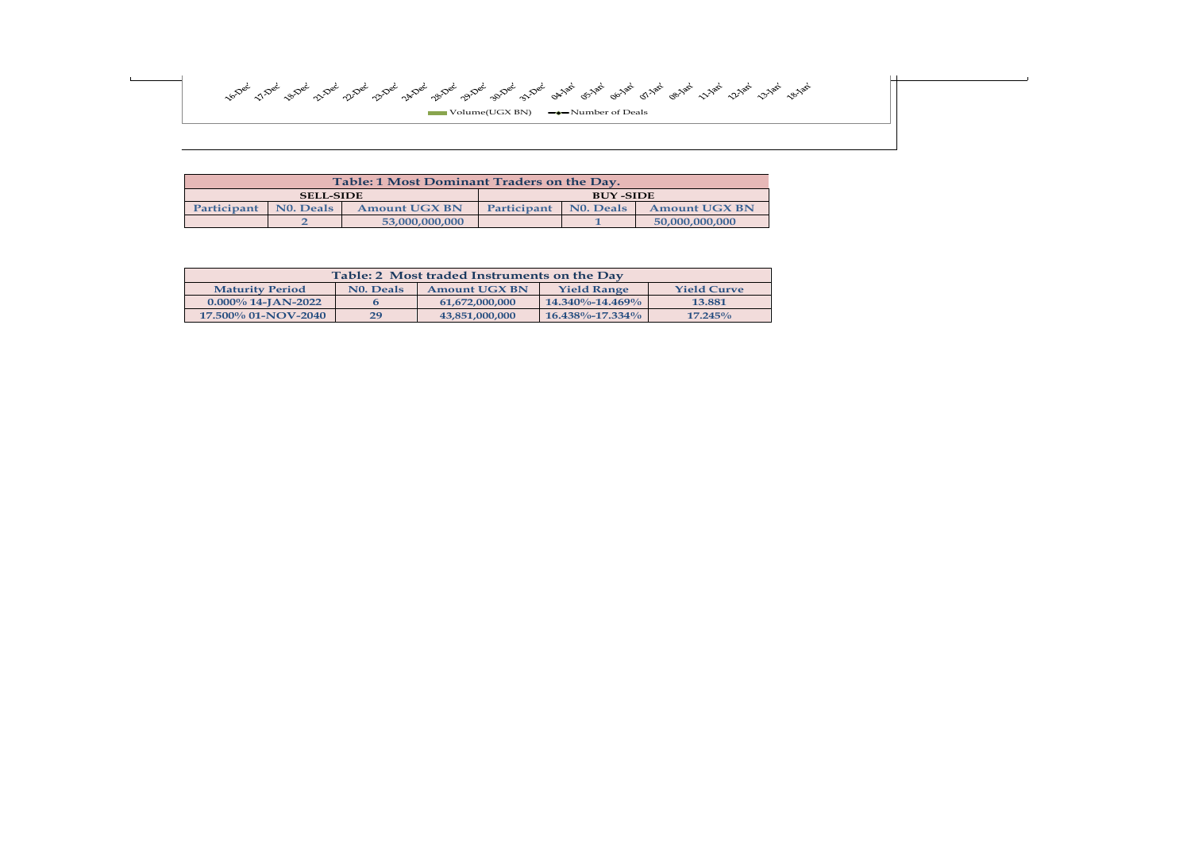16-Dec' 17-Dec' 18-Dec' 21-Dec' 22-Dec' 23-Dec' 24-Dec' 28-Dec' 29-Dec' 30-Dec' 31-Dec' 04-Jan' 05-Jan' 06-Jan' 07-Jan' 08-Jan' 11-Jan' 12-Jan' 13-Jan' 18-Jan'

Volume(UGX BN) Number of Deals

| Table: 1 Most Dominant Traders on the Day. | | | | | |
|---|---|---|---|---|---|
| SELL-SIDE | | | BUY -SIDE | | |
| Participant | N0. Deals | Amount UGX BN | Participant | N0. Deals | Amount UGX BN |
| | 2 | 53,000,000,000 | | 1 | 50,000,000,000 |

| Table: 2 Most traded Instruments on the Day | | | | |
|---|---|---|---|---|
| Maturity Period | N0. Deals | Amount UGX BN | Yield Range | Yield Curve |
| 0.000% 14-JAN-2022 | 6 | 61,672,000,000 | 14.340%-14.469% | 13.881 |
| 17.500% 01-NOV-2040 | 29 | 43,851,000,000 | 16.438%-17.334% | 17.245% |